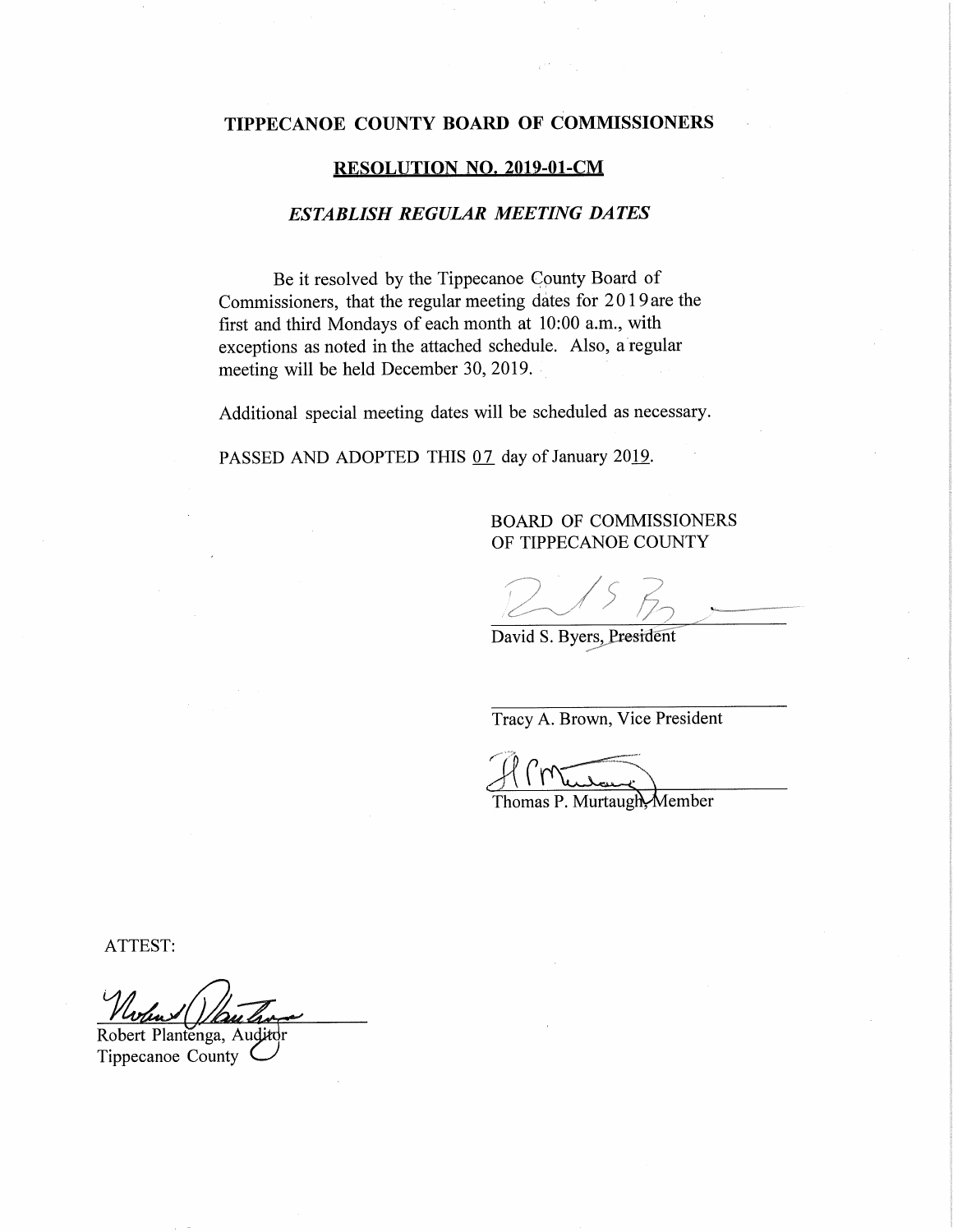# TIPPECANOE COUNTY BOARD OF COMMISSIONERS

## RESOLUTION NO. 2019-01-CM

### *ESTABLISH REGULAR MEETING DATES*

Be it resolved by the Tippecanoe County Board of Commissioners, that the regular meeting dates for 2019 are the first and third Mondays of each month at 10:00 a.m., with exceptions as noted in the attached schedule. Also, a regular meeting will be held December 30, 2019.

Additional special meeting dates will be scheduled as necessary.

PASSED AND ADOPTED THIS 07 day of January 2019.

BOARD OF COMMISSIONERS
OF TIPPECANOE COUNTY

David S. Byers, President

Tracy A. Brown, Vice President

Thomas P. Murtaugh, Member

ATTEST:

Robert Plantenga, Auditor
Tippecanoe County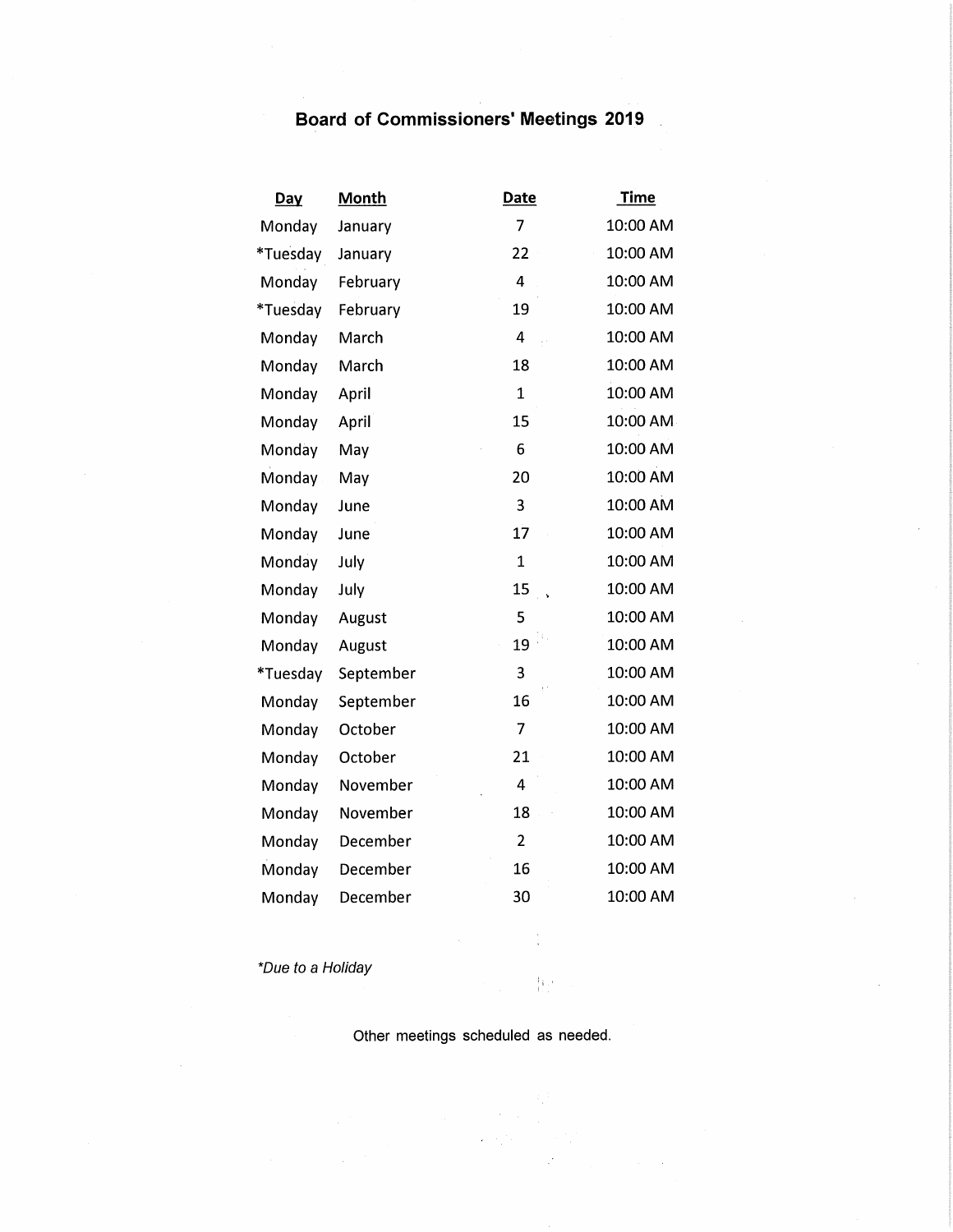# Board of Commissioners' Meetings 2019

| Day | Month | Date | Time |
|---|---|---|---|
| Monday | January | 7 | 10:00 AM |
| *Tuesday | January | 22 | 10:00 AM |
| Monday | February | 4 | 10:00 AM |
| *Tuesday | February | 19 | 10:00 AM |
| Monday | March | 4 | 10:00 AM |
| Monday | March | 18 | 10:00 AM |
| Monday | April | 1 | 10:00 AM |
| Monday | April | 15 | 10:00 AM |
| Monday | May | 6 | 10:00 AM |
| Monday | May | 20 | 10:00 AM |
| Monday | June | 3 | 10:00 AM |
| Monday | June | 17 | 10:00 AM |
| Monday | July | 1 | 10:00 AM |
| Monday | July | 15 | 10:00 AM |
| Monday | August | 5 | 10:00 AM |
| Monday | August | 19 | 10:00 AM |
| *Tuesday | September | 3 | 10:00 AM |
| Monday | September | 16 | 10:00 AM |
| Monday | October | 7 | 10:00 AM |
| Monday | October | 21 | 10:00 AM |
| Monday | November | 4 | 10:00 AM |
| Monday | November | 18 | 10:00 AM |
| Monday | December | 2 | 10:00 AM |
| Monday | December | 16 | 10:00 AM |
| Monday | December | 30 | 10:00 AM |

*\*Due to a Holiday*

Other meetings scheduled as needed.